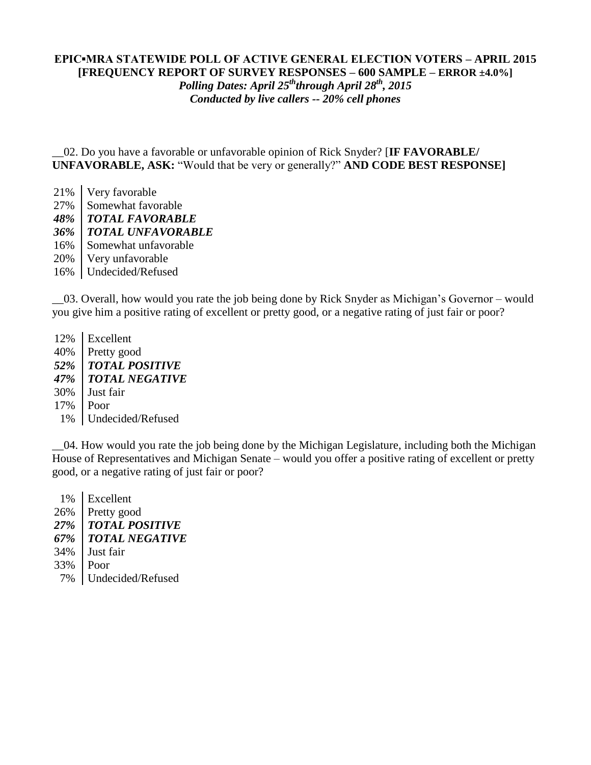**EPIC▪MRA STATEWIDE POLL OF ACTIVE GENERAL ELECTION VOTERS – APRIL 2015**
**[FREQUENCY REPORT OF SURVEY RESPONSES – 600 SAMPLE – ERROR ±4.0%]**
***Polling Dates: April 25th through April 28th, 2015***
***Conducted by live callers -- 20% cell phones***

__02. Do you have a favorable or unfavorable opinion of Rick Snyder? [**IF FAVORABLE/ UNFAVORABLE, ASK:** "Would that be very or generally?" **AND CODE BEST RESPONSE]**

| | |
|---|---|
| 21% | Very favorable |
| 27% | Somewhat favorable |
| ***48%*** | ***TOTAL FAVORABLE*** |
| ***36%*** | ***TOTAL UNFAVORABLE*** |
| 16% | Somewhat unfavorable |
| 20% | Very unfavorable |
| 16% | Undecided/Refused |

__03. Overall, how would you rate the job being done by Rick Snyder as Michigan's Governor – would you give him a positive rating of excellent or pretty good, or a negative rating of just fair or poor?

| | |
|---|---|
| 12% | Excellent |
| 40% | Pretty good |
| ***52%*** | ***TOTAL POSITIVE*** |
| ***47%*** | ***TOTAL NEGATIVE*** |
| 30% | Just fair |
| 17% | Poor |
| 1% | Undecided/Refused |

__04. How would you rate the job being done by the Michigan Legislature, including both the Michigan House of Representatives and Michigan Senate – would you offer a positive rating of excellent or pretty good, or a negative rating of just fair or poor?

| | |
|---|---|
| 1% | Excellent |
| 26% | Pretty good |
| ***27%*** | ***TOTAL POSITIVE*** |
| ***67%*** | ***TOTAL NEGATIVE*** |
| 34% | Just fair |
| 33% | Poor |
| 7% | Undecided/Refused |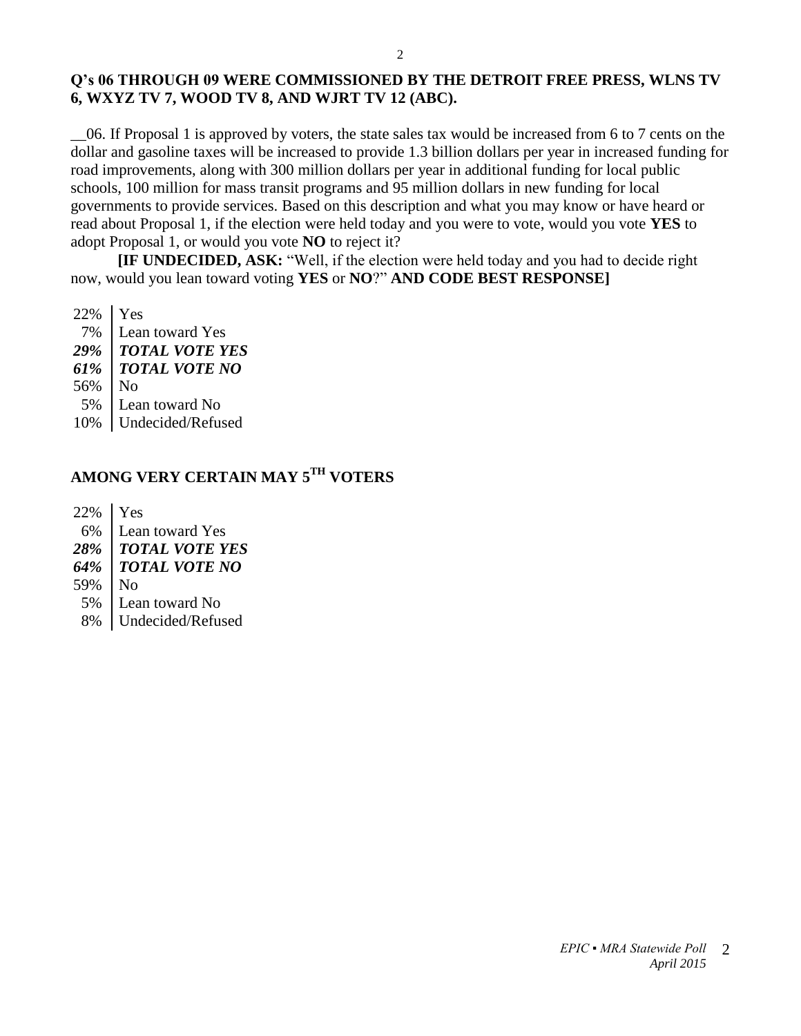**Q's 06 THROUGH 09 WERE COMMISSIONED BY THE DETROIT FREE PRESS, WLNS TV 6, WXYZ TV 7, WOOD TV 8, AND WJRT TV 12 (ABC).**

__06. If Proposal 1 is approved by voters, the state sales tax would be increased from 6 to 7 cents on the dollar and gasoline taxes will be increased to provide 1.3 billion dollars per year in increased funding for road improvements, along with 300 million dollars per year in additional funding for local public schools, 100 million for mass transit programs and 95 million dollars in new funding for local governments to provide services. Based on this description and what you may know or have heard or read about Proposal 1, if the election were held today and you were to vote, would you vote **YES** to adopt Proposal 1, or would you vote **NO** to reject it?

**[IF UNDECIDED, ASK:** "Well, if the election were held today and you had to decide right now, would you lean toward voting **YES** or **NO**?" **AND CODE BEST RESPONSE]**

| | |
|---|---|
| 22% | Yes |
| 7% | Lean toward Yes |
| ***29%*** | ***TOTAL VOTE YES*** |
| ***61%*** | ***TOTAL VOTE NO*** |
| 56% | No |
| 5% | Lean toward No |
| 10% | Undecided/Refused |

## AMONG VERY CERTAIN MAY 5TH VOTERS

| | |
|---|---|
| 22% | Yes |
| 6% | Lean toward Yes |
| ***28%*** | ***TOTAL VOTE YES*** |
| ***64%*** | ***TOTAL VOTE NO*** |
| 59% | No |
| 5% | Lean toward No |
| 8% | Undecided/Refused |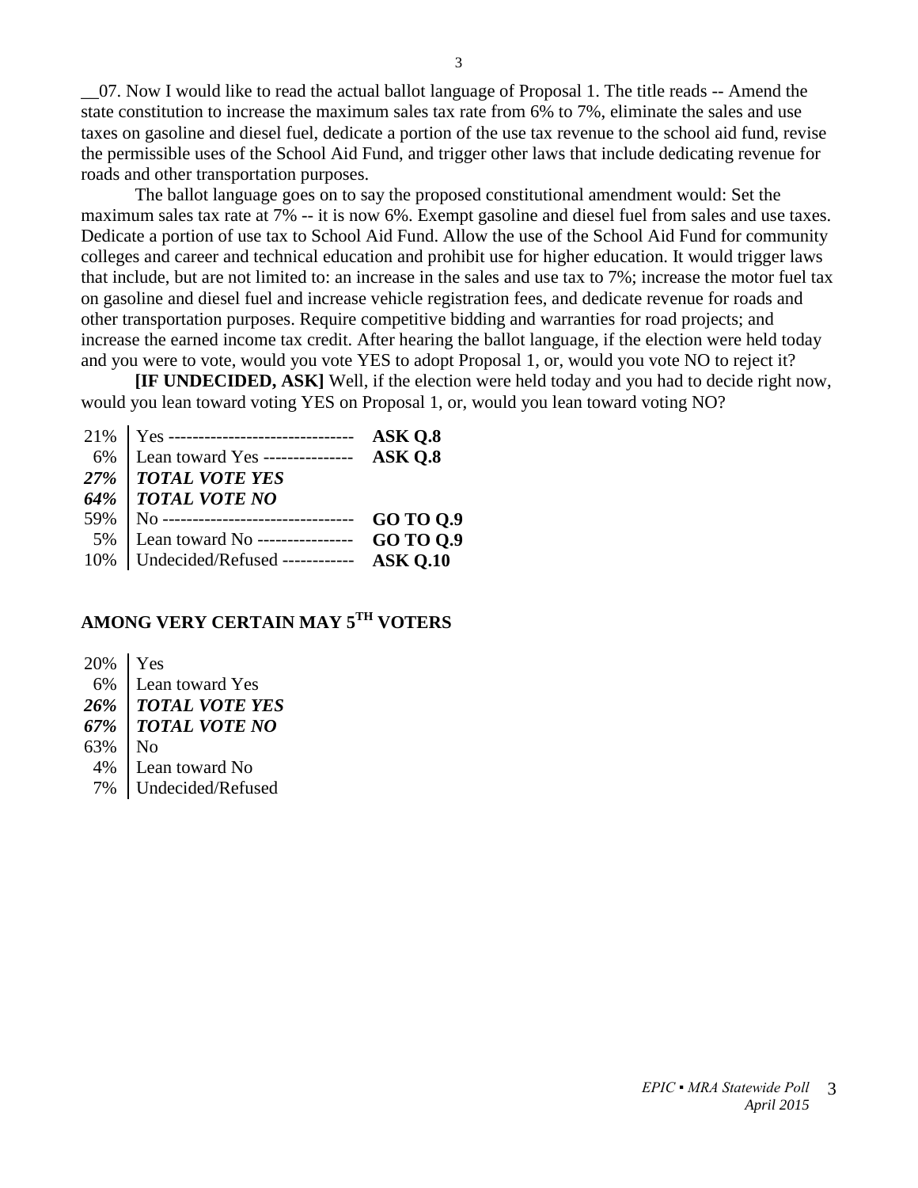__07. Now I would like to read the actual ballot language of Proposal 1. The title reads -- Amend the state constitution to increase the maximum sales tax rate from 6% to 7%, eliminate the sales and use taxes on gasoline and diesel fuel, dedicate a portion of the use tax revenue to the school aid fund, revise the permissible uses of the School Aid Fund, and trigger other laws that include dedicating revenue for roads and other transportation purposes.

The ballot language goes on to say the proposed constitutional amendment would: Set the maximum sales tax rate at 7% -- it is now 6%. Exempt gasoline and diesel fuel from sales and use taxes. Dedicate a portion of use tax to School Aid Fund. Allow the use of the School Aid Fund for community colleges and career and technical education and prohibit use for higher education. It would trigger laws that include, but are not limited to: an increase in the sales and use tax to 7%; increase the motor fuel tax on gasoline and diesel fuel and increase vehicle registration fees, and dedicate revenue for roads and other transportation purposes. Require competitive bidding and warranties for road projects; and increase the earned income tax credit. After hearing the ballot language, if the election were held today and you were to vote, would you vote YES to adopt Proposal 1, or, would you vote NO to reject it?

**[IF UNDECIDED, ASK]** Well, if the election were held today and you had to decide right now, would you lean toward voting YES on Proposal 1, or, would you lean toward voting NO?

| | | |
|---|---|---|
| 21% | Yes ------------------------------- | **ASK Q.8** |
| 6% | Lean toward Yes --------------- | **ASK Q.8** |
| ***27%*** | ***TOTAL VOTE YES*** | |
| ***64%*** | ***TOTAL VOTE NO*** | |
| 59% | No -------------------------------- | **GO TO Q.9** |
| 5% | Lean toward No ---------------- | **GO TO Q.9** |
| 10% | Undecided/Refused ------------ | **ASK Q.10** |

## AMONG VERY CERTAIN MAY 5TH VOTERS

| | |
|---|---|
| 20% | Yes |
| 6% | Lean toward Yes |
| ***26%*** | ***TOTAL VOTE YES*** |
| ***67%*** | ***TOTAL VOTE NO*** |
| 63% | No |
| 4% | Lean toward No |
| 7% | Undecided/Refused |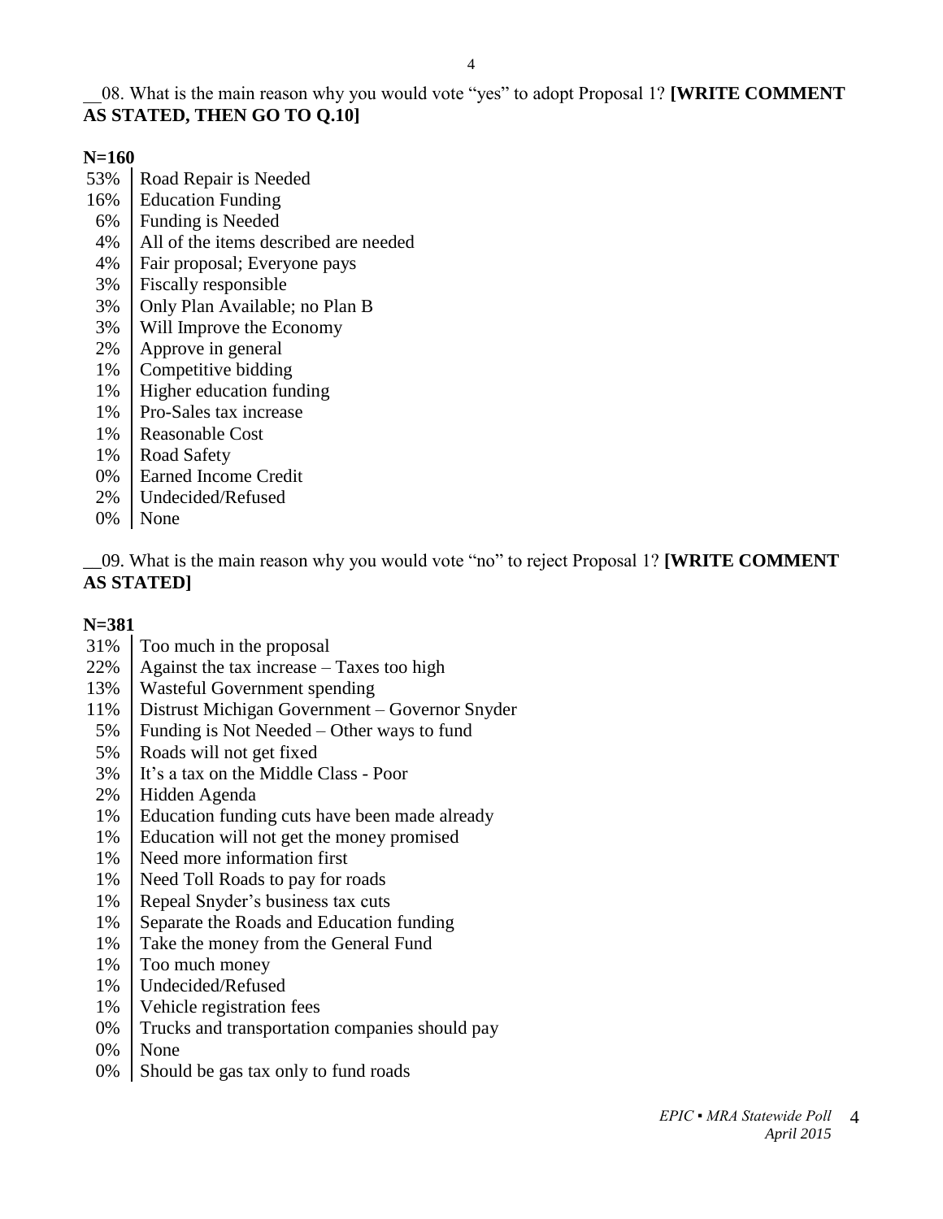__08. What is the main reason why you would vote "yes" to adopt Proposal 1? **[WRITE COMMENT AS STATED, THEN GO TO Q.10]**

**N=160**

| | |
|---|---|
| 53% | Road Repair is Needed |
| 16% | Education Funding |
| 6% | Funding is Needed |
| 4% | All of the items described are needed |
| 4% | Fair proposal; Everyone pays |
| 3% | Fiscally responsible |
| 3% | Only Plan Available; no Plan B |
| 3% | Will Improve the Economy |
| 2% | Approve in general |
| 1% | Competitive bidding |
| 1% | Higher education funding |
| 1% | Pro-Sales tax increase |
| 1% | Reasonable Cost |
| 1% | Road Safety |
| 0% | Earned Income Credit |
| 2% | Undecided/Refused |
| 0% | None |

__09. What is the main reason why you would vote "no" to reject Proposal 1? **[WRITE COMMENT AS STATED]**

**N=381**

| | |
|---|---|
| 31% | Too much in the proposal |
| 22% | Against the tax increase – Taxes too high |
| 13% | Wasteful Government spending |
| 11% | Distrust Michigan Government – Governor Snyder |
| 5% | Funding is Not Needed – Other ways to fund |
| 5% | Roads will not get fixed |
| 3% | It's a tax on the Middle Class - Poor |
| 2% | Hidden Agenda |
| 1% | Education funding cuts have been made already |
| 1% | Education will not get the money promised |
| 1% | Need more information first |
| 1% | Need Toll Roads to pay for roads |
| 1% | Repeal Snyder's business tax cuts |
| 1% | Separate the Roads and Education funding |
| 1% | Take the money from the General Fund |
| 1% | Too much money |
| 1% | Undecided/Refused |
| 1% | Vehicle registration fees |
| 0% | Trucks and transportation companies should pay |
| 0% | None |
| 0% | Should be gas tax only to fund roads |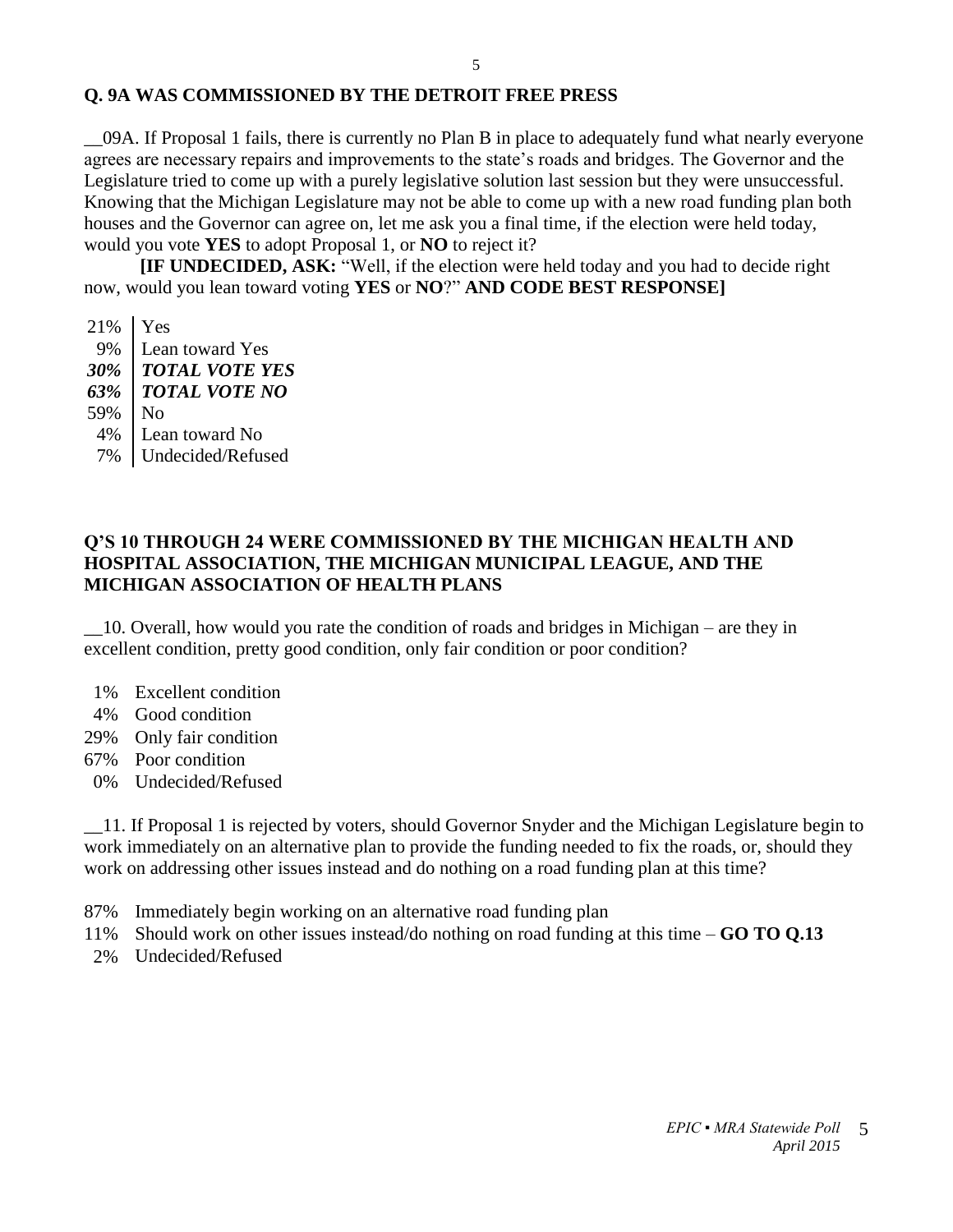**Q. 9A WAS COMMISSIONED BY THE DETROIT FREE PRESS**

__09A. If Proposal 1 fails, there is currently no Plan B in place to adequately fund what nearly everyone agrees are necessary repairs and improvements to the state's roads and bridges. The Governor and the Legislature tried to come up with a purely legislative solution last session but they were unsuccessful. Knowing that the Michigan Legislature may not be able to come up with a new road funding plan both houses and the Governor can agree on, let me ask you a final time, if the election were held today, would you vote **YES** to adopt Proposal 1, or **NO** to reject it?

**[IF UNDECIDED, ASK:** "Well, if the election were held today and you had to decide right now, would you lean toward voting **YES** or **NO**?" **AND CODE BEST RESPONSE]**

| | |
|---|---|
| 21% | Yes |
| 9% | Lean toward Yes |
| ***30%*** | ***TOTAL VOTE YES*** |
| ***63%*** | ***TOTAL VOTE NO*** |
| 59% | No |
| 4% | Lean toward No |
| 7% | Undecided/Refused |

**Q'S 10 THROUGH 24 WERE COMMISSIONED BY THE MICHIGAN HEALTH AND HOSPITAL ASSOCIATION, THE MICHIGAN MUNICIPAL LEAGUE, AND THE MICHIGAN ASSOCIATION OF HEALTH PLANS**

__10. Overall, how would you rate the condition of roads and bridges in Michigan – are they in excellent condition, pretty good condition, only fair condition or poor condition?

1% Excellent condition
4% Good condition
29% Only fair condition
67% Poor condition
0% Undecided/Refused

__11. If Proposal 1 is rejected by voters, should Governor Snyder and the Michigan Legislature begin to work immediately on an alternative plan to provide the funding needed to fix the roads, or, should they work on addressing other issues instead and do nothing on a road funding plan at this time?

87% Immediately begin working on an alternative road funding plan
11% Should work on other issues instead/do nothing on road funding at this time – **GO TO Q.13**
2% Undecided/Refused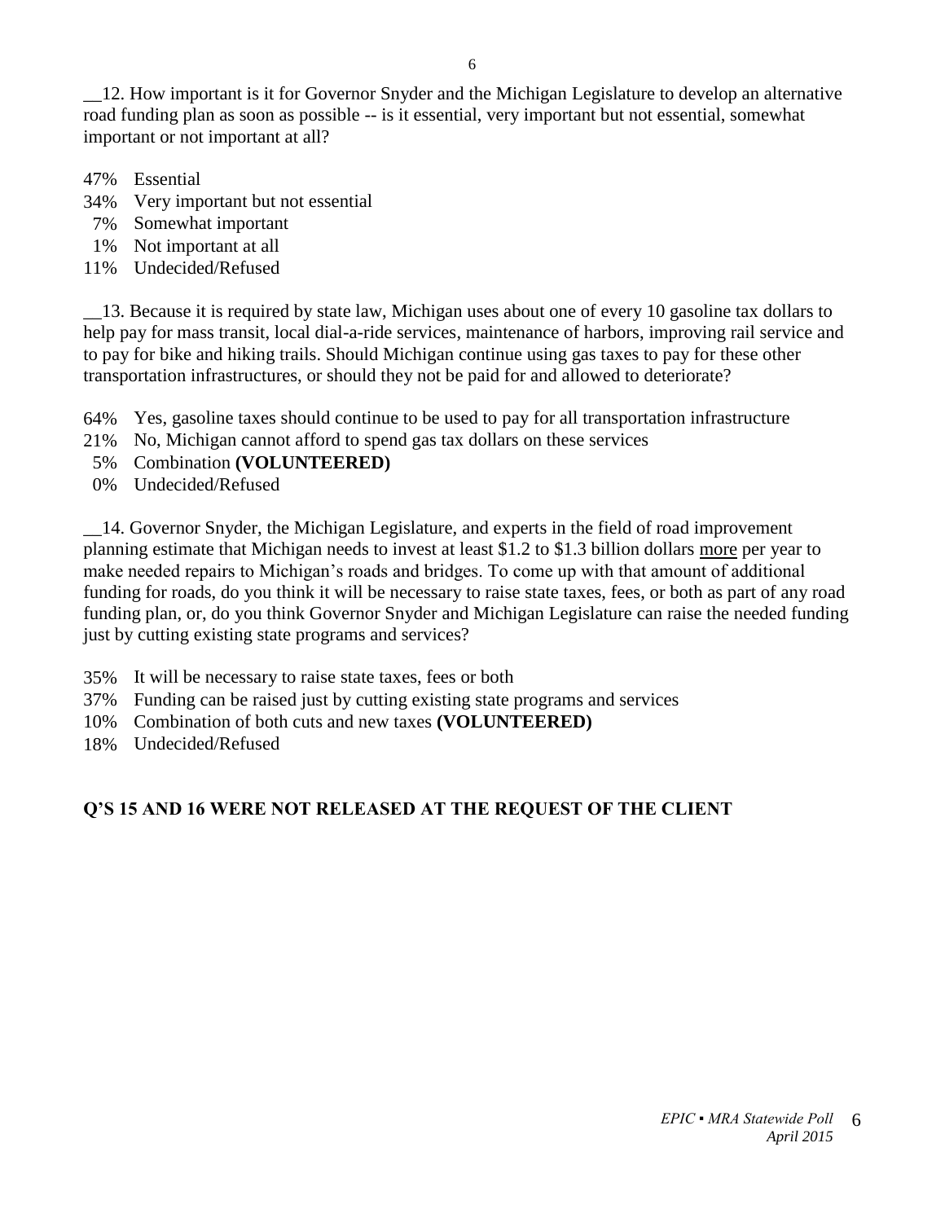__12. How important is it for Governor Snyder and the Michigan Legislature to develop an alternative road funding plan as soon as possible -- is it essential, very important but not essential, somewhat important or not important at all?

47% Essential
34% Very important but not essential
7% Somewhat important
1% Not important at all
11% Undecided/Refused

__13. Because it is required by state law, Michigan uses about one of every 10 gasoline tax dollars to help pay for mass transit, local dial-a-ride services, maintenance of harbors, improving rail service and to pay for bike and hiking trails. Should Michigan continue using gas taxes to pay for these other transportation infrastructures, or should they not be paid for and allowed to deteriorate?

64% Yes, gasoline taxes should continue to be used to pay for all transportation infrastructure
21% No, Michigan cannot afford to spend gas tax dollars on these services
5% Combination **(VOLUNTEERED)**
0% Undecided/Refused

__14. Governor Snyder, the Michigan Legislature, and experts in the field of road improvement planning estimate that Michigan needs to invest at least $1.2 to $1.3 billion dollars <u>more</u> per year to make needed repairs to Michigan's roads and bridges. To come up with that amount of additional funding for roads, do you think it will be necessary to raise state taxes, fees, or both as part of any road funding plan, or, do you think Governor Snyder and Michigan Legislature can raise the needed funding just by cutting existing state programs and services?

35% It will be necessary to raise state taxes, fees or both
37% Funding can be raised just by cutting existing state programs and services
10% Combination of both cuts and new taxes **(VOLUNTEERED)**
18% Undecided/Refused

**Q'S 15 AND 16 WERE NOT RELEASED AT THE REQUEST OF THE CLIENT**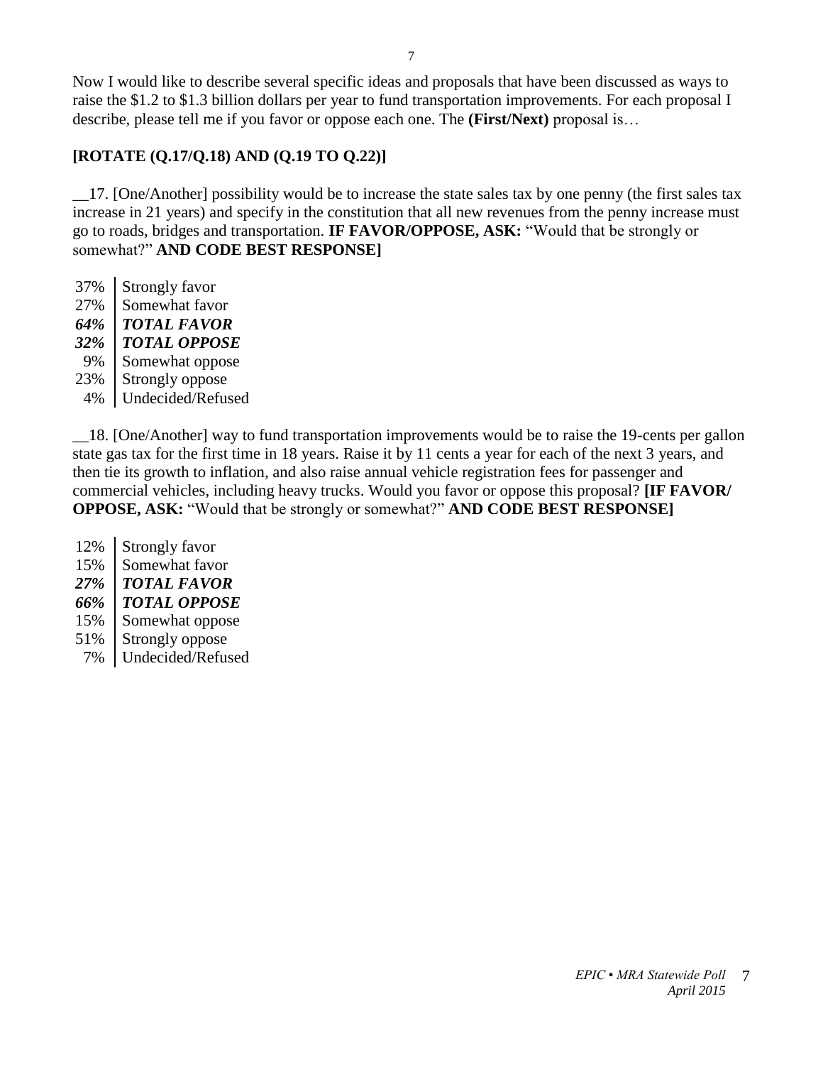Now I would like to describe several specific ideas and proposals that have been discussed as ways to raise the $1.2 to $1.3 billion dollars per year to fund transportation improvements. For each proposal I describe, please tell me if you favor or oppose each one. The **(First/Next)** proposal is…

**[ROTATE (Q.17/Q.18) AND (Q.19 TO Q.22)]**

__17. [One/Another] possibility would be to increase the state sales tax by one penny (the first sales tax increase in 21 years) and specify in the constitution that all new revenues from the penny increase must go to roads, bridges and transportation. **IF FAVOR/OPPOSE, ASK:** "Would that be strongly or somewhat?" **AND CODE BEST RESPONSE]**

| | |
|---|---|
| 37% | Strongly favor |
| 27% | Somewhat favor |
| ***64%*** | ***TOTAL FAVOR*** |
| ***32%*** | ***TOTAL OPPOSE*** |
| 9% | Somewhat oppose |
| 23% | Strongly oppose |
| 4% | Undecided/Refused |

__18. [One/Another] way to fund transportation improvements would be to raise the 19-cents per gallon state gas tax for the first time in 18 years. Raise it by 11 cents a year for each of the next 3 years, and then tie its growth to inflation, and also raise annual vehicle registration fees for passenger and commercial vehicles, including heavy trucks. Would you favor or oppose this proposal? **[IF FAVOR/ OPPOSE, ASK:** "Would that be strongly or somewhat?" **AND CODE BEST RESPONSE]**

| | |
|---|---|
| 12% | Strongly favor |
| 15% | Somewhat favor |
| ***27%*** | ***TOTAL FAVOR*** |
| ***66%*** | ***TOTAL OPPOSE*** |
| 15% | Somewhat oppose |
| 51% | Strongly oppose |
| 7% | Undecided/Refused |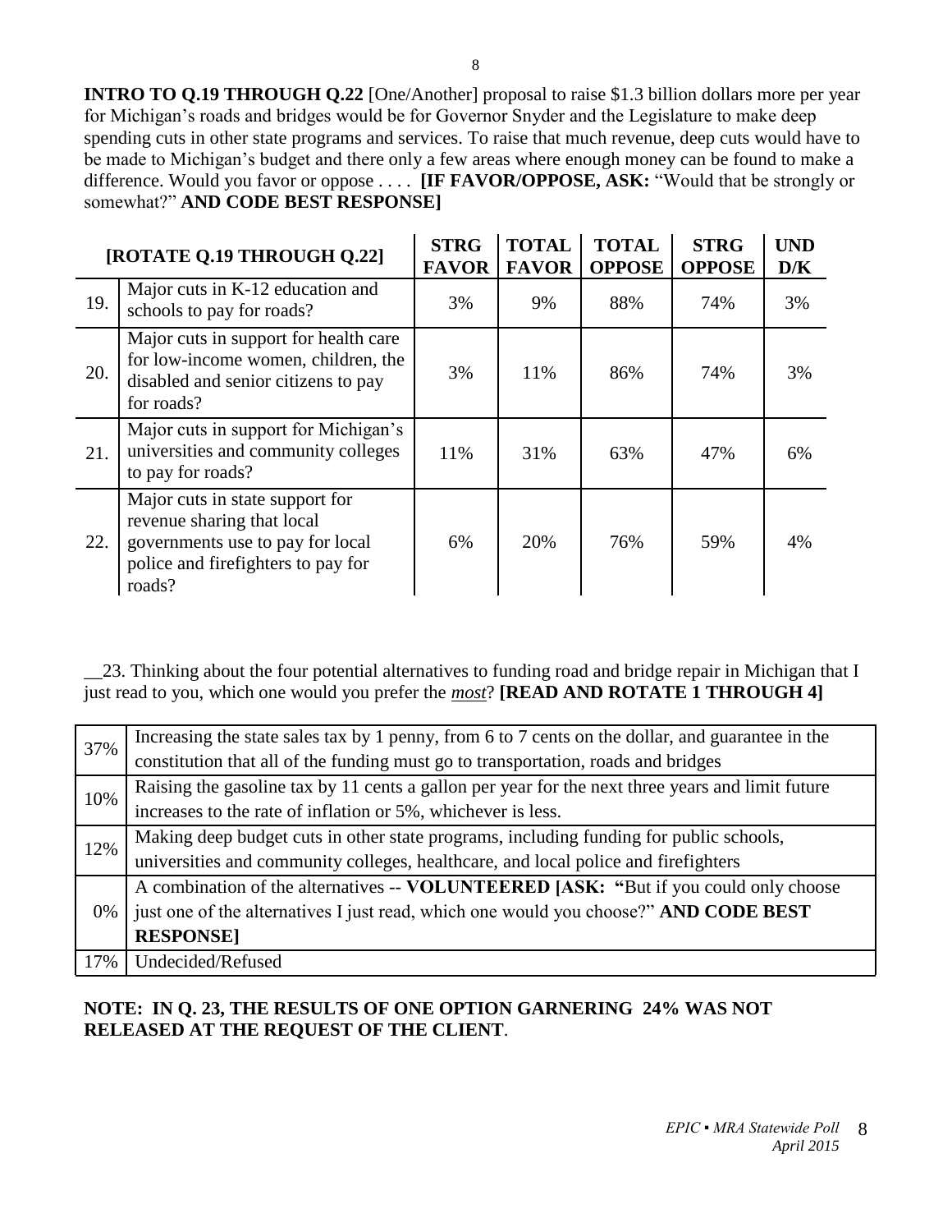**INTRO TO Q.19 THROUGH Q.22** [One/Another] proposal to raise $1.3 billion dollars more per year for Michigan's roads and bridges would be for Governor Snyder and the Legislature to make deep spending cuts in other state programs and services. To raise that much revenue, deep cuts would have to be made to Michigan's budget and there only a few areas where enough money can be found to make a difference. Would you favor or oppose . . . . **[IF FAVOR/OPPOSE, ASK:** "Would that be strongly or somewhat?" **AND CODE BEST RESPONSE]**

| **[ROTATE Q.19 THROUGH Q.22]** | | **STRG FAVOR** | **TOTAL FAVOR** | **TOTAL OPPOSE** | **STRG OPPOSE** | **UND D/K** |
|---|---|---|---|---|---|---|
| 19. | Major cuts in K-12 education and schools to pay for roads? | 3% | 9% | 88% | 74% | 3% |
| 20. | Major cuts in support for health care for low-income women, children, the disabled and senior citizens to pay for roads? | 3% | 11% | 86% | 74% | 3% |
| 21. | Major cuts in support for Michigan's universities and community colleges to pay for roads? | 11% | 31% | 63% | 47% | 6% |
| 22. | Major cuts in state support for revenue sharing that local governments use to pay for local police and firefighters to pay for roads? | 6% | 20% | 76% | 59% | 4% |

__23. Thinking about the four potential alternatives to funding road and bridge repair in Michigan that I just read to you, which one would you prefer the ***most***? **[READ AND ROTATE 1 THROUGH 4]**

| | |
|---|---|
| 37% | Increasing the state sales tax by 1 penny, from 6 to 7 cents on the dollar, and guarantee in the constitution that all of the funding must go to transportation, roads and bridges |
| 10% | Raising the gasoline tax by 11 cents a gallon per year for the next three years and limit future increases to the rate of inflation or 5%, whichever is less. |
| 12% | Making deep budget cuts in other state programs, including funding for public schools, universities and community colleges, healthcare, and local police and firefighters |
| 0% | A combination of the alternatives -- **VOLUNTEERED [ASK: "**But if you could only choose just one of the alternatives I just read, which one would you choose?" **AND CODE BEST RESPONSE]** |
| 17% | Undecided/Refused |

**NOTE: IN Q. 23, THE RESULTS OF ONE OPTION GARNERING 24% WAS NOT RELEASED AT THE REQUEST OF THE CLIENT**.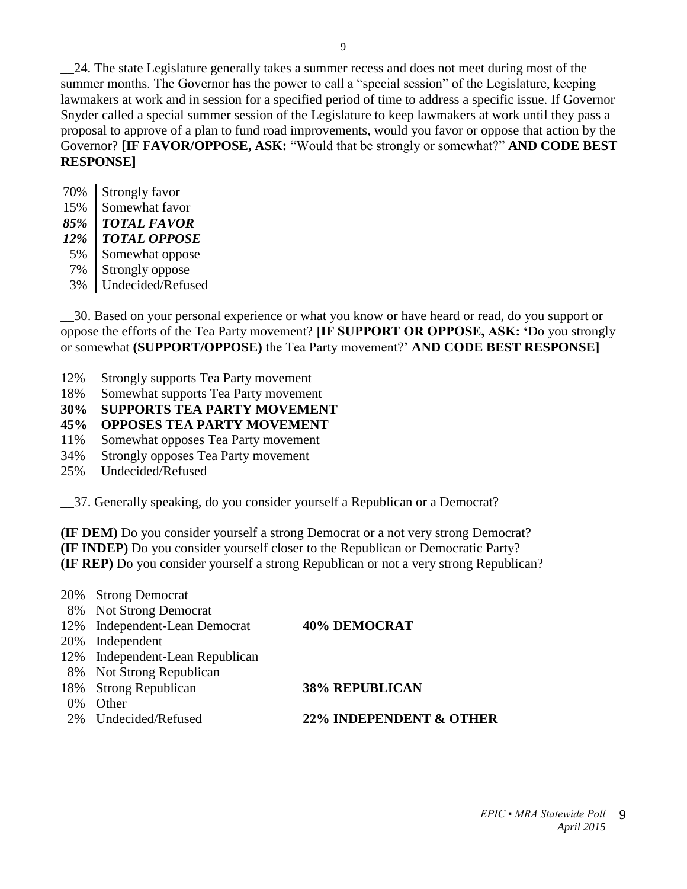__24. The state Legislature generally takes a summer recess and does not meet during most of the summer months. The Governor has the power to call a "special session" of the Legislature, keeping lawmakers at work and in session for a specified period of time to address a specific issue. If Governor Snyder called a special summer session of the Legislature to keep lawmakers at work until they pass a proposal to approve of a plan to fund road improvements, would you favor or oppose that action by the Governor? **[IF FAVOR/OPPOSE, ASK:** "Would that be strongly or somewhat?" **AND CODE BEST RESPONSE]**

| | |
|---|---|
| 70% | Strongly favor |
| 15% | Somewhat favor |
| ***85%*** | ***TOTAL FAVOR*** |
| ***12%*** | ***TOTAL OPPOSE*** |
| 5% | Somewhat oppose |
| 7% | Strongly oppose |
| 3% | Undecided/Refused |

__30. Based on your personal experience or what you know or have heard or read, do you support or oppose the efforts of the Tea Party movement? **[IF SUPPORT OR OPPOSE, ASK: '**Do you strongly or somewhat **(SUPPORT/OPPOSE)** the Tea Party movement?' **AND CODE BEST RESPONSE]**

| | |
|---|---|
| 12% | Strongly supports Tea Party movement |
| 18% | Somewhat supports Tea Party movement |
| **30%** | **SUPPORTS TEA PARTY MOVEMENT** |
| **45%** | **OPPOSES TEA PARTY MOVEMENT** |
| 11% | Somewhat opposes Tea Party movement |
| 34% | Strongly opposes Tea Party movement |
| 25% | Undecided/Refused |

__37. Generally speaking, do you consider yourself a Republican or a Democrat?

**(IF DEM)** Do you consider yourself a strong Democrat or a not very strong Democrat?
**(IF INDEP)** Do you consider yourself closer to the Republican or Democratic Party?
**(IF REP)** Do you consider yourself a strong Republican or not a very strong Republican?

| | | |
|---|---|---|
| 20% | Strong Democrat | |
| 8% | Not Strong Democrat | |
| 12% | Independent-Lean Democrat | **40% DEMOCRAT** |
| 20% | Independent | |
| 12% | Independent-Lean Republican | |
| 8% | Not Strong Republican | |
| 18% | Strong Republican | **38% REPUBLICAN** |
| 0% | Other | |
| 2% | Undecided/Refused | **22% INDEPENDENT & OTHER** |